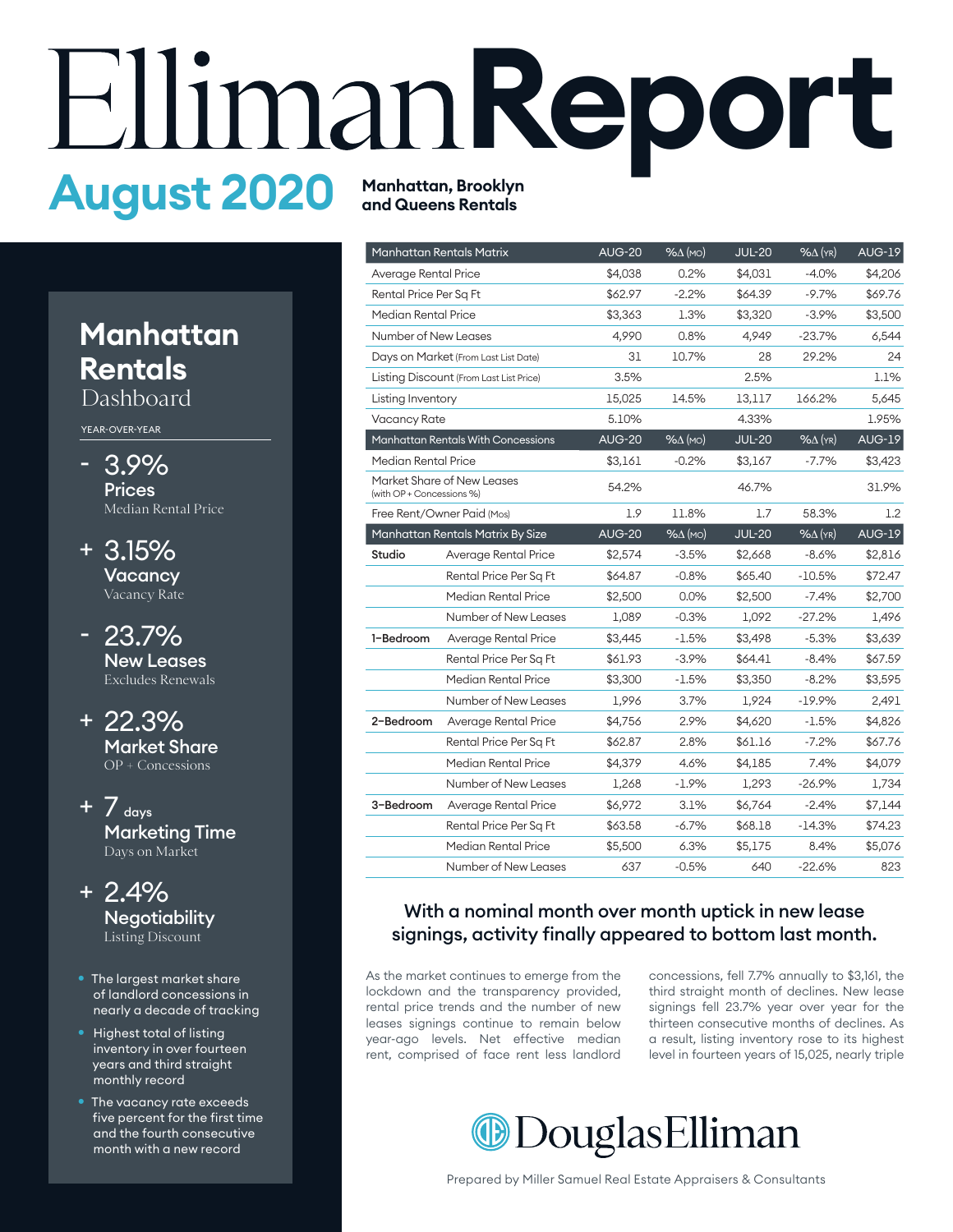# Elliman Report

## August 2020

**Manhattan, Brooklyn and Queens Rentals**

## Manhattan Rentals Dashboard

YEAR-OVER-YEAR

- **- 3.9%** Prices — Median Rental Price
- **+ 3.15%** Vacancy — Vacancy Rate
- **- 23.7%** New Leases — Excludes Renewals
- **+ 22.3%** Market Share — OP + Concessions
- **+ 7 days** Marketing Time — Days on Market
- **+ 2.4%** Negotiability — Listing Discount

- The largest market share of landlord concessions in nearly a decade of tracking
- Highest total of listing inventory in over fourteen years and third straight monthly record
- The vacancy rate exceeds five percent for the first time and the fourth consecutive month with a new record

| Manhattan Rentals Matrix | | AUG-20 | %Δ (MO) | JUL-20 | %Δ (YR) | AUG-19 |
|---|---|---|---|---|---|---|
| Average Rental Price | | $4,038 | 0.2% | $4,031 | -4.0% | $4,206 |
| Rental Price Per Sq Ft | | $62.97 | -2.2% | $64.39 | -9.7% | $69.76 |
| Median Rental Price | | $3,363 | 1.3% | $3,320 | -3.9% | $3,500 |
| Number of New Leases | | 4,990 | 0.8% | 4,949 | -23.7% | 6,544 |
| Days on Market (From Last List Date) | | 31 | 10.7% | 28 | 29.2% | 24 |
| Listing Discount (From Last List Price) | | 3.5% | | 2.5% | | 1.1% |
| Listing Inventory | | 15,025 | 14.5% | 13,117 | 166.2% | 5,645 |
| Vacancy Rate | | 5.10% | | 4.33% | | 1.95% |
| **Manhattan Rentals With Concessions** | | **AUG-20** | **%Δ (MO)** | **JUL-20** | **%Δ (YR)** | **AUG-19** |
| Median Rental Price | | $3,161 | -0.2% | $3,167 | -7.7% | $3,423 |
| Market Share of New Leases (with OP + Concessions %) | | 54.2% | | 46.7% | | 31.9% |
| Free Rent/Owner Paid (Mos) | | 1.9 | 11.8% | 1.7 | 58.3% | 1.2 |
| **Manhattan Rentals Matrix By Size** | | **AUG-20** | **%Δ (MO)** | **JUL-20** | **%Δ (YR)** | **AUG-19** |
| Studio | Average Rental Price | $2,574 | -3.5% | $2,668 | -8.6% | $2,816 |
| | Rental Price Per Sq Ft | $64.87 | -0.8% | $65.40 | -10.5% | $72.47 |
| | Median Rental Price | $2,500 | 0.0% | $2,500 | -7.4% | $2,700 |
| | Number of New Leases | 1,089 | -0.3% | 1,092 | -27.2% | 1,496 |
| 1-Bedroom | Average Rental Price | $3,445 | -1.5% | $3,498 | -5.3% | $3,639 |
| | Rental Price Per Sq Ft | $61.93 | -3.9% | $64.41 | -8.4% | $67.59 |
| | Median Rental Price | $3,300 | -1.5% | $3,350 | -8.2% | $3,595 |
| | Number of New Leases | 1,996 | 3.7% | 1,924 | -19.9% | 2,491 |
| 2-Bedroom | Average Rental Price | $4,756 | 2.9% | $4,620 | -1.5% | $4,826 |
| | Rental Price Per Sq Ft | $62.87 | 2.8% | $61.16 | -7.2% | $67.76 |
| | Median Rental Price | $4,379 | 4.6% | $4,185 | 7.4% | $4,079 |
| | Number of New Leases | 1,268 | -1.9% | 1,293 | -26.9% | 1,734 |
| 3-Bedroom | Average Rental Price | $6,972 | 3.1% | $6,764 | -2.4% | $7,144 |
| | Rental Price Per Sq Ft | $63.58 | -6.7% | $68.18 | -14.3% | $74.23 |
| | Median Rental Price | $5,500 | 6.3% | $5,175 | 8.4% | $5,076 |
| | Number of New Leases | 637 | -0.5% | 640 | -22.6% | 823 |

### With a nominal month over month uptick in new lease signings, activity finally appeared to bottom last month.

As the market continues to emerge from the lockdown and the transparency provided, rental price trends and the number of new leases signings continue to remain below year-ago levels. Net effective median rent, comprised of face rent less landlord concessions, fell 7.7% annually to $3,161, the third straight month of declines. New lease signings fell 23.7% year over year for the thirteen consecutive months of declines. As a result, listing inventory rose to its highest level in fourteen years of 15,025, nearly triple

DouglasElliman

Prepared by Miller Samuel Real Estate Appraisers & Consultants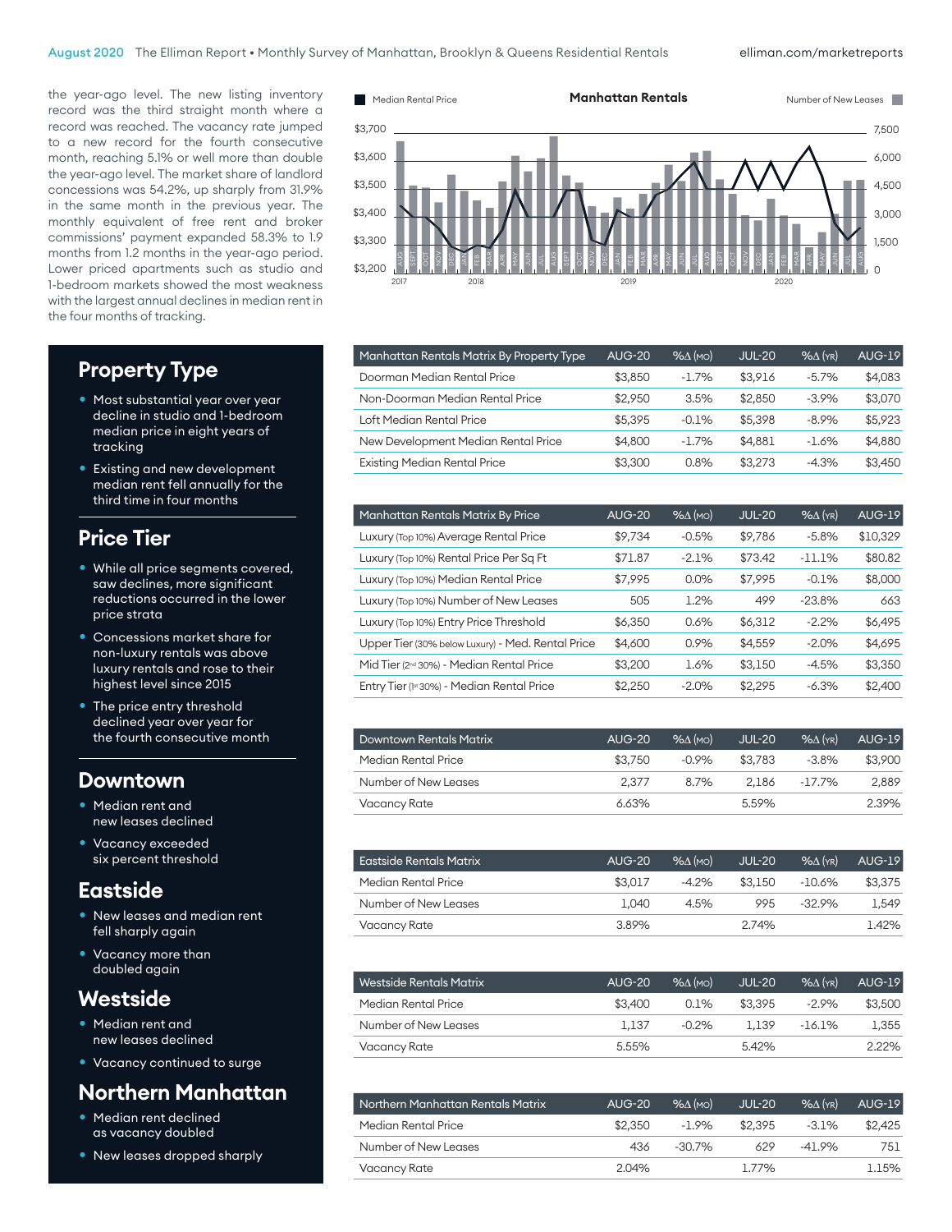the year-ago level. The new listing inventory record was the third straight month where a record was reached. The vacancy rate jumped to a new record for the fourth consecutive month, reaching 5.1% or well more than double the year-ago level. The market share of landlord concessions was 54.2%, up sharply from 31.9% in the same month in the previous year. The monthly equivalent of free rent and broker commissions' payment expanded 58.3% to 1.9 months from 1.2 months in the year-ago period. Lower priced apartments such as studio and 1-bedroom markets showed the most weakness with the largest annual declines in median rent in the four months of tracking.

## Property Type

- Most substantial year over year decline in studio and 1-bedroom median price in eight years of tracking
- Existing and new development median rent fell annually for the third time in four months

## Price Tier

- While all price segments covered, saw declines, more significant reductions occurred in the lower price strata
- Concessions market share for non-luxury rentals was above luxury rentals and rose to their highest level since 2015
- The price entry threshold declined year over year for the fourth consecutive month

## Downtown

- Median rent and new leases declined
- Vacancy exceeded six percent threshold

## Eastside

- New leases and median rent fell sharply again
- Vacancy more than doubled again

## Westside

- Median rent and new leases declined
- Vacancy continued to surge

## Northern Manhattan

- Median rent declined as vacancy doubled
- New leases dropped sharply

| Manhattan Rentals Matrix By Property Type | AUG-20 | %Δ (MO) | JUL-20 | %Δ (YR) | AUG-19 |
|---|---|---|---|---|---|
| Doorman Median Rental Price | $3,850 | -1.7% | $3,916 | -5.7% | $4,083 |
| Non-Doorman Median Rental Price | $2,950 | 3.5% | $2,850 | -3.9% | $3,070 |
| Loft Median Rental Price | $5,395 | -0.1% | $5,398 | -8.9% | $5,923 |
| New Development Median Rental Price | $4,800 | -1.7% | $4,881 | -1.6% | $4,880 |
| Existing Median Rental Price | $3,300 | 0.8% | $3,273 | -4.3% | $3,450 |

| Manhattan Rentals Matrix By Price | AUG-20 | %Δ (MO) | JUL-20 | %Δ (YR) | AUG-19 |
|---|---|---|---|---|---|
| Luxury (Top 10%) Average Rental Price | $9,734 | -0.5% | $9,786 | -5.8% | $10,329 |
| Luxury (Top 10%) Rental Price Per Sq Ft | $71.87 | -2.1% | $73.42 | -11.1% | $80.82 |
| Luxury (Top 10%) Median Rental Price | $7,995 | 0.0% | $7,995 | -0.1% | $8,000 |
| Luxury (Top 10%) Number of New Leases | 505 | 1.2% | 499 | -23.8% | 663 |
| Luxury (Top 10%) Entry Price Threshold | $6,350 | 0.6% | $6,312 | -2.2% | $6,495 |
| Upper Tier (30% below Luxury) - Med. Rental Price | $4,600 | 0.9% | $4,559 | -2.0% | $4,695 |
| Mid Tier (2nd 30%) - Median Rental Price | $3,200 | 1.6% | $3,150 | -4.5% | $3,350 |
| Entry Tier (1st 30%) - Median Rental Price | $2,250 | -2.0% | $2,295 | -6.3% | $2,400 |

| Downtown Rentals Matrix | AUG-20 | %Δ (MO) | JUL-20 | %Δ (YR) | AUG-19 |
|---|---|---|---|---|---|
| Median Rental Price | $3,750 | -0.9% | $3,783 | -3.8% | $3,900 |
| Number of New Leases | 2,377 | 8.7% | 2,186 | -17.7% | 2,889 |
| Vacancy Rate | 6.63% | | 5.59% | | 2.39% |

| Eastside Rentals Matrix | AUG-20 | %Δ (MO) | JUL-20 | %Δ (YR) | AUG-19 |
|---|---|---|---|---|---|
| Median Rental Price | $3,017 | -4.2% | $3,150 | -10.6% | $3,375 |
| Number of New Leases | 1,040 | 4.5% | 995 | -32.9% | 1,549 |
| Vacancy Rate | 3.89% | | 2.74% | | 1.42% |

| Westside Rentals Matrix | AUG-20 | %Δ (MO) | JUL-20 | %Δ (YR) | AUG-19 |
|---|---|---|---|---|---|
| Median Rental Price | $3,400 | 0.1% | $3,395 | -2.9% | $3,500 |
| Number of New Leases | 1,137 | -0.2% | 1,139 | -16.1% | 1,355 |
| Vacancy Rate | 5.55% | | 5.42% | | 2.22% |

| Northern Manhattan Rentals Matrix | AUG-20 | %Δ (MO) | JUL-20 | %Δ (YR) | AUG-19 |
|---|---|---|---|---|---|
| Median Rental Price | $2,350 | -1.9% | $2,395 | -3.1% | $2,425 |
| Number of New Leases | 436 | -30.7% | 629 | -41.9% | 751 |
| Vacancy Rate | 2.04% | | 1.77% | | 1.15% |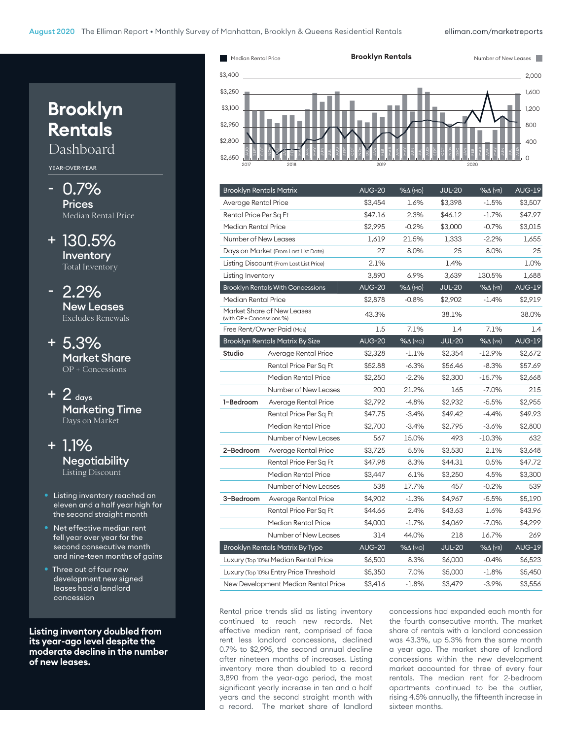# Brooklyn Rentals

## Dashboard

YEAR-OVER-YEAR

- **- 0.7%** Prices — Median Rental Price
- **+ 130.5%** Inventory — Total Inventory
- **- 2.2%** New Leases — Excludes Renewals
- **+ 5.3%** Market Share — OP + Concessions
- **+ 2 days** Marketing Time — Days on Market
- **+ 1.1%** Negotiability — Listing Discount

- Listing inventory reached an eleven and a half year high for the second straight month
- Net effective median rent fell year over year for the second consecutive month and nine-teen months of gains
- Three out of four new development new signed leases had a landlord concession

**Listing inventory doubled from its year-ago level despite the moderate decline in the number of new leases.**

**Brooklyn Rentals**

Median Rental Price / Number of New Leases

| Brooklyn Rentals Matrix | AUG-20 | %Δ (MO) | JUL-20 | %Δ (YR) | AUG-19 |
|---|---|---|---|---|---|
| Average Rental Price | $3,454 | 1.6% | $3,398 | -1.5% | $3,507 |
| Rental Price Per Sq Ft | $47.16 | 2.3% | $46.12 | -1.7% | $47.97 |
| Median Rental Price | $2,995 | -0.2% | $3,000 | -0.7% | $3,015 |
| Number of New Leases | 1,619 | 21.5% | 1,333 | -2.2% | 1,655 |
| Days on Market (From Last List Date) | 27 | 8.0% | 25 | 8.0% | 25 |
| Listing Discount (From Last List Price) | 2.1% | | 1.4% | | 1.0% |
| Listing Inventory | 3,890 | 6.9% | 3,639 | 130.5% | 1,688 |
| **Brooklyn Rentals With Concessions** | **AUG-20** | **%Δ (MO)** | **JUL-20** | **%Δ (YR)** | **AUG-19** |
| Median Rental Price | $2,878 | -0.8% | $2,902 | -1.4% | $2,919 |
| Market Share of New Leases (with OP + Concessions %) | 43.3% | | 38.1% | | 38.0% |
| Free Rent/Owner Paid (Mos) | 1.5 | 7.1% | 1.4 | 7.1% | 1.4 |

| Brooklyn Rentals Matrix By Size | | AUG-20 | %Δ (MO) | JUL-20 | %Δ (YR) | AUG-19 |
|---|---|---|---|---|---|---|
| Studio | Average Rental Price | $2,328 | -1.1% | $2,354 | -12.9% | $2,672 |
| | Rental Price Per Sq Ft | $52.88 | -6.3% | $56.46 | -8.3% | $57.69 |
| | Median Rental Price | $2,250 | -2.2% | $2,300 | -15.7% | $2,668 |
| | Number of New Leases | 200 | 21.2% | 165 | -7.0% | 215 |
| 1-Bedroom | Average Rental Price | $2,792 | -4.8% | $2,932 | -5.5% | $2,955 |
| | Rental Price Per Sq Ft | $47.75 | -3.4% | $49.42 | -4.4% | $49.93 |
| | Median Rental Price | $2,700 | -3.4% | $2,795 | -3.6% | $2,800 |
| | Number of New Leases | 567 | 15.0% | 493 | -10.3% | 632 |
| 2-Bedroom | Average Rental Price | $3,725 | 5.5% | $3,530 | 2.1% | $3,648 |
| | Rental Price Per Sq Ft | $47.98 | 8.3% | $44.31 | 0.5% | $47.72 |
| | Median Rental Price | $3,447 | 6.1% | $3,250 | 4.5% | $3,300 |
| | Number of New Leases | 538 | 17.7% | 457 | -0.2% | 539 |
| 3-Bedroom | Average Rental Price | $4,902 | -1.3% | $4,967 | -5.5% | $5,190 |
| | Rental Price Per Sq Ft | $44.66 | 2.4% | $43.63 | 1.6% | $43.96 |
| | Median Rental Price | $4,000 | -1.7% | $4,069 | -7.0% | $4,299 |
| | Number of New Leases | 314 | 44.0% | 218 | 16.7% | 269 |

| Brooklyn Rentals Matrix By Type | AUG-20 | %Δ (MO) | JUL-20 | %Δ (YR) | AUG-19 |
|---|---|---|---|---|---|
| Luxury (Top 10%) Median Rental Price | $6,500 | 8.3% | $6,000 | -0.4% | $6,523 |
| Luxury (Top 10%) Entry Price Threshold | $5,350 | 7.0% | $5,000 | -1.8% | $5,450 |
| New Development Median Rental Price | $3,416 | -1.8% | $3,479 | -3.9% | $3,556 |

Rental price trends slid as listing inventory continued to reach new records. Net effective median rent, comprised of face rent less landlord concessions, declined 0.7% to $2,995, the second annual decline after nineteen months of increases. Listing inventory more than doubled to a record 3,890 from the year-ago period, the most significant yearly increase in ten and a half years and the second straight month with a record. The market share of landlord concessions had expanded each month for the fourth consecutive month. The market share of rentals with a landlord concession was 43.3%, up 5.3% from the same month a year ago. The market share of landlord concessions within the new development market accounted for three of every four rentals. The median rent for 2-bedroom apartments continued to be the outlier, rising 4.5% annually, the fifteenth increase in sixteen months.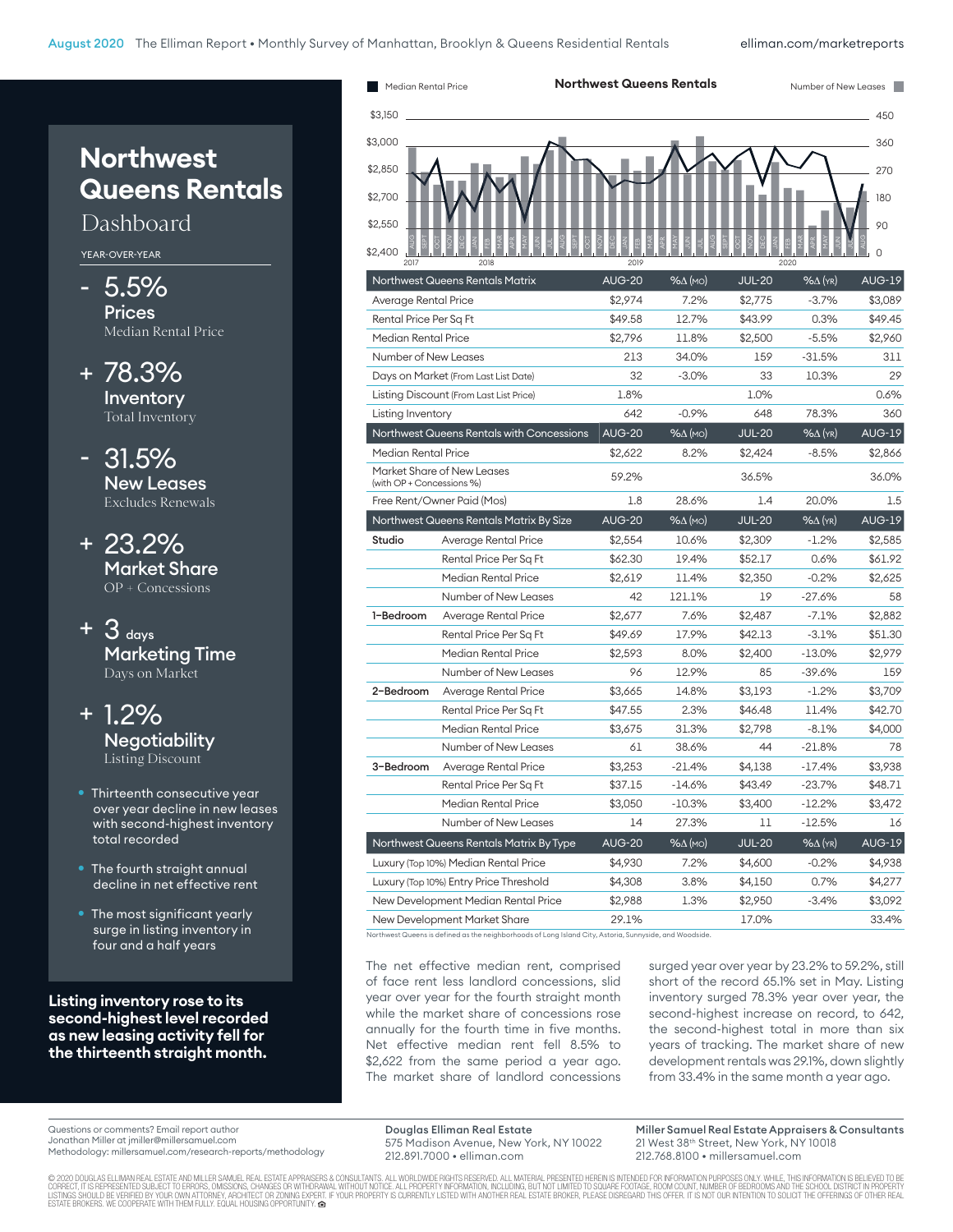# Northwest Queens Rentals

## Dashboard

YEAR-OVER-YEAR

**- 5.5%**
**Prices**
Median Rental Price

**+ 78.3%**
**Inventory**
Total Inventory

**- 31.5%**
**New Leases**
Excludes Renewals

**+ 23.2%**
**Market Share**
OP + Concessions

**+ 3 days**
**Marketing Time**
Days on Market

**+ 1.2%**
**Negotiability**
Listing Discount

- Thirteenth consecutive year over year decline in new leases with second-highest inventory total recorded
- The fourth straight annual decline in net effective rent
- The most significant yearly surge in listing inventory in four and a half years

**Listing inventory rose to its second-highest level recorded as new leasing activity fell for the thirteenth straight month.**

Median Rental Price

Northwest Queens Rentals

Number of New Leases

$3,150
$3,000
$2,850
$2,700
$2,550
$2,400

450
360
270
180
90
0

AUG SEPT OCT NOV DEC JAN FEB MAR APR MAY JUN JUL AUG SEPT OCT NOV DEC JAN FEB MAR APR MAY JUN JUL AUG SEPT OCT NOV DEC JAN FEB MAR APR MAY JUN JUL AUG

2017 2018 2019 2020

| Northwest Queens Rentals Matrix | | AUG-20 | %Δ (MO) | JUL-20 | %Δ (YR) | AUG-19 |
|---|---|---|---|---|---|---|
| Average Rental Price | | $2,974 | 7.2% | $2,775 | -3.7% | $3,089 |
| Rental Price Per Sq Ft | | $49.58 | 12.7% | $43.99 | 0.3% | $49.45 |
| Median Rental Price | | $2,796 | 11.8% | $2,500 | -5.5% | $2,960 |
| Number of New Leases | | 213 | 34.0% | 159 | -31.5% | 311 |
| Days on Market (From Last List Date) | | 32 | -3.0% | 33 | 10.3% | 29 |
| Listing Discount (From Last List Price) | | 1.8% | | 1.0% | | 0.6% |
| Listing Inventory | | 642 | -0.9% | 648 | 78.3% | 360 |
| **Northwest Queens Rentals with Concessions** | | **AUG-20** | **%Δ (MO)** | **JUL-20** | **%Δ (YR)** | **AUG-19** |
| Median Rental Price | | $2,622 | 8.2% | $2,424 | -8.5% | $2,866 |
| Market Share of New Leases (with OP + Concessions %) | | 59.2% | | 36.5% | | 36.0% |
| Free Rent/Owner Paid (Mos) | | 1.8 | 28.6% | 1.4 | 20.0% | 1.5 |
| **Northwest Queens Rentals Matrix By Size** | | **AUG-20** | **%Δ (MO)** | **JUL-20** | **%Δ (YR)** | **AUG-19** |
| Studio | Average Rental Price | $2,554 | 10.6% | $2,309 | -1.2% | $2,585 |
| | Rental Price Per Sq Ft | $62.30 | 19.4% | $52.17 | 0.6% | $61.92 |
| | Median Rental Price | $2,619 | 11.4% | $2,350 | -0.2% | $2,625 |
| | Number of New Leases | 42 | 121.1% | 19 | -27.6% | 58 |
| 1-Bedroom | Average Rental Price | $2,677 | 7.6% | $2,487 | -7.1% | $2,882 |
| | Rental Price Per Sq Ft | $49.69 | 17.9% | $42.13 | -3.1% | $51.30 |
| | Median Rental Price | $2,593 | 8.0% | $2,400 | -13.0% | $2,979 |
| | Number of New Leases | 96 | 12.9% | 85 | -39.6% | 159 |
| 2-Bedroom | Average Rental Price | $3,665 | 14.8% | $3,193 | -1.2% | $3,709 |
| | Rental Price Per Sq Ft | $47.55 | 2.3% | $46.48 | 11.4% | $42.70 |
| | Median Rental Price | $3,675 | 31.3% | $2,798 | -8.1% | $4,000 |
| | Number of New Leases | 61 | 38.6% | 44 | -21.8% | 78 |
| 3-Bedroom | Average Rental Price | $3,253 | -21.4% | $4,138 | -17.4% | $3,938 |
| | Rental Price Per Sq Ft | $37.15 | -14.6% | $43.49 | -23.7% | $48.71 |
| | Median Rental Price | $3,050 | -10.3% | $3,400 | -12.2% | $3,472 |
| | Number of New Leases | 14 | 27.3% | 11 | -12.5% | 16 |
| **Northwest Queens Rentals Matrix By Type** | | **AUG-20** | **%Δ (MO)** | **JUL-20** | **%Δ (YR)** | **AUG-19** |
| Luxury (Top 10%) Median Rental Price | | $4,930 | 7.2% | $4,600 | -0.2% | $4,938 |
| Luxury (Top 10%) Entry Price Threshold | | $4,308 | 3.8% | $4,150 | 0.7% | $4,277 |
| New Development Median Rental Price | | $2,988 | 1.3% | $2,950 | -3.4% | $3,092 |
| New Development Market Share | | 29.1% | | 17.0% | | 33.4% |

Northwest Queens is defined as the neighborhoods of Long Island City, Astoria, Sunnyside, and Woodside.

The net effective median rent, comprised of face rent less landlord concessions, slid year over year for the fourth straight month while the market share of concessions rose annually for the fourth time in five months. Net effective median rent fell 8.5% to $2,622 from the same period a year ago. The market share of landlord concessions surged year over year by 23.2% to 59.2%, still short of the record 65.1% set in May. Listing inventory surged 78.3% year over year, the second-highest increase on record, to 642, the second-highest total in more than six years of tracking. The market share of new development rentals was 29.1%, down slightly from 33.4% in the same month a year ago.

Questions or comments? Email report author Jonathan Miller at jmiller@millersamuel.com
Methodology: millersamuel.com/research-reports/methodology

**Douglas Elliman Real Estate**
575 Madison Avenue, New York, NY 10022
212.891.7000 • elliman.com

**Miller Samuel Real Estate Appraisers & Consultants**
21 West 38th Street, New York, NY 10018
212.768.8100 • millersamuel.com

© 2020 DOUGLAS ELLIMAN REAL ESTATE AND MILLER SAMUEL REAL ESTATE APPRAISERS & CONSULTANTS. ALL WORLDWIDE RIGHTS RESERVED. ALL MATERIAL PRESENTED HEREIN IS INTENDED FOR INFORMATION PURPOSES ONLY. WHILE, THIS INFORMATION IS BELIEVED TO BE CORRECT, IT IS REPRESENTED SUBJECT TO ERRORS, OMISSIONS, CHANGES OR WITHDRAWAL WITHOUT NOTICE. ALL PROPERTY INFORMATION, INCLUDING, BUT NOT LIMITED TO SQUARE FOOTAGE, ROOM COUNT, NUMBER OF BEDROOMS AND THE SCHOOL DISTRICT IN PROPERTY LISTINGS SHOULD BE VERIFIED BY YOUR OWN ATTORNEY, ARCHITECT OR ZONING EXPERT. IF YOUR PROPERTY IS CURRENTLY LISTED WITH ANOTHER REAL ESTATE BROKER, PLEASE DISREGARD THIS OFFER. IT IS NOT OUR INTENTION TO SOLICIT THE OFFERINGS OF OTHER REAL ESTATE BROKERS. WE COOPERATE WITH THEM FULLY. EQUAL HOUSING OPPORTUNITY.